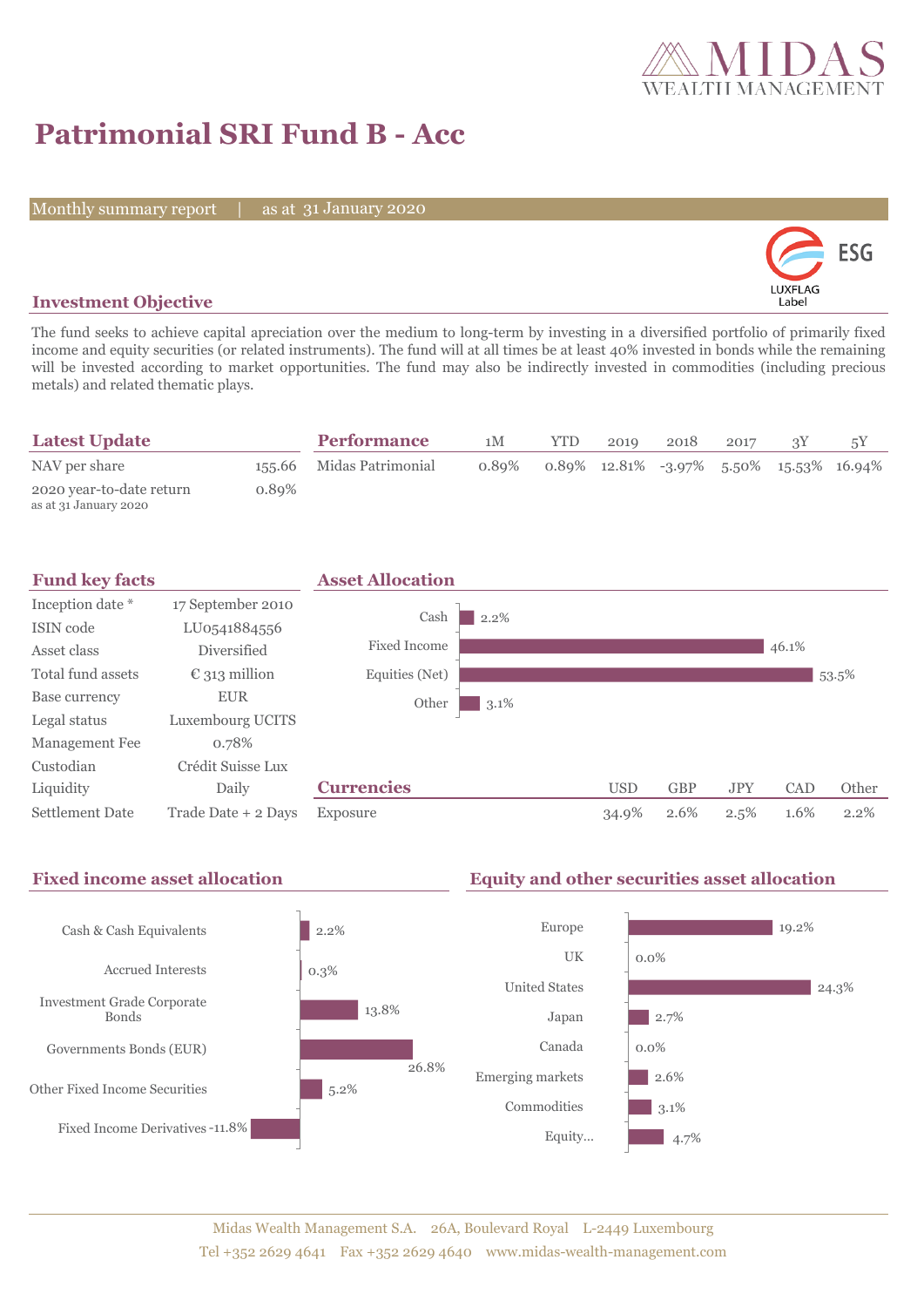# Patrimonial SRI Fund B - Acc

Monthly summary report | as at 31 January 2020

## Investment Objective

The fund seeks to achieve capital apreciation over the medium to long-term by investing in a diversified portfolio of primarily fixed income and equity securities (or related instruments). The fund will at all times be at least 40% invested in bonds while the remaining will be invested according to market opportunities. The fund may also be indirectly invested in commodities (including precious metals) and related thematic plays.

## Latest Update

| | |
|---|---|
| NAV per share | 155.66 |
| 2020 year-to-date return as at 31 January 2020 | 0.89% |

## Performance

| | 1M | YTD | 2019 | 2018 | 2017 | 3Y | 5Y |
|---|---|---|---|---|---|---|---|
| Midas Patrimonial | 0.89% | 0.89% | 12.81% | -3.97% | 5.50% | 15.53% | 16.94% |

## Fund key facts

| | |
|---|---|
| Inception date * | 17 September 2010 |
| ISIN code | LU0541884556 |
| Asset class | Diversified |
| Total fund assets | € 313 million |
| Base currency | EUR |
| Legal status | Luxembourg UCITS |
| Management Fee | 0.78% |
| Custodian | Crédit Suisse Lux |
| Liquidity | Daily |
| Settlement Date | Trade Date + 2 Days |

## Asset Allocation

| | |
|---|---|
| Cash | 2.2% |
| Fixed Income | 46.1% |
| Equities (Net) | 53.5% |
| Other | 3.1% |

## Currencies

| | USD | GBP | JPY | CAD | Other |
|---|---|---|---|---|---|
| Exposure | 34.9% | 2.6% | 2.5% | 1.6% | 2.2% |

## Fixed income asset allocation

| | |
|---|---|
| Cash & Cash Equivalents | 2.2% |
| Accrued Interests | 0.3% |
| Investment Grade Corporate Bonds | 13.8% |
| Governments Bonds (EUR) | 26.8% |
| Other Fixed Income Securities | 5.2% |
| Fixed Income Derivatives | -11.8% |

## Equity and other securities asset allocation

| | |
|---|---|
| Europe | 19.2% |
| UK | 0.0% |
| United States | 24.3% |
| Japan | 2.7% |
| Canada | 0.0% |
| Emerging markets | 2.6% |
| Commodities | 3.1% |
| Equity... | 4.7% |

Midas Wealth Management S.A. 26A, Boulevard Royal L-2449 Luxembourg
Tel +352 2629 4641 Fax +352 2629 4640 www.midas-wealth-management.com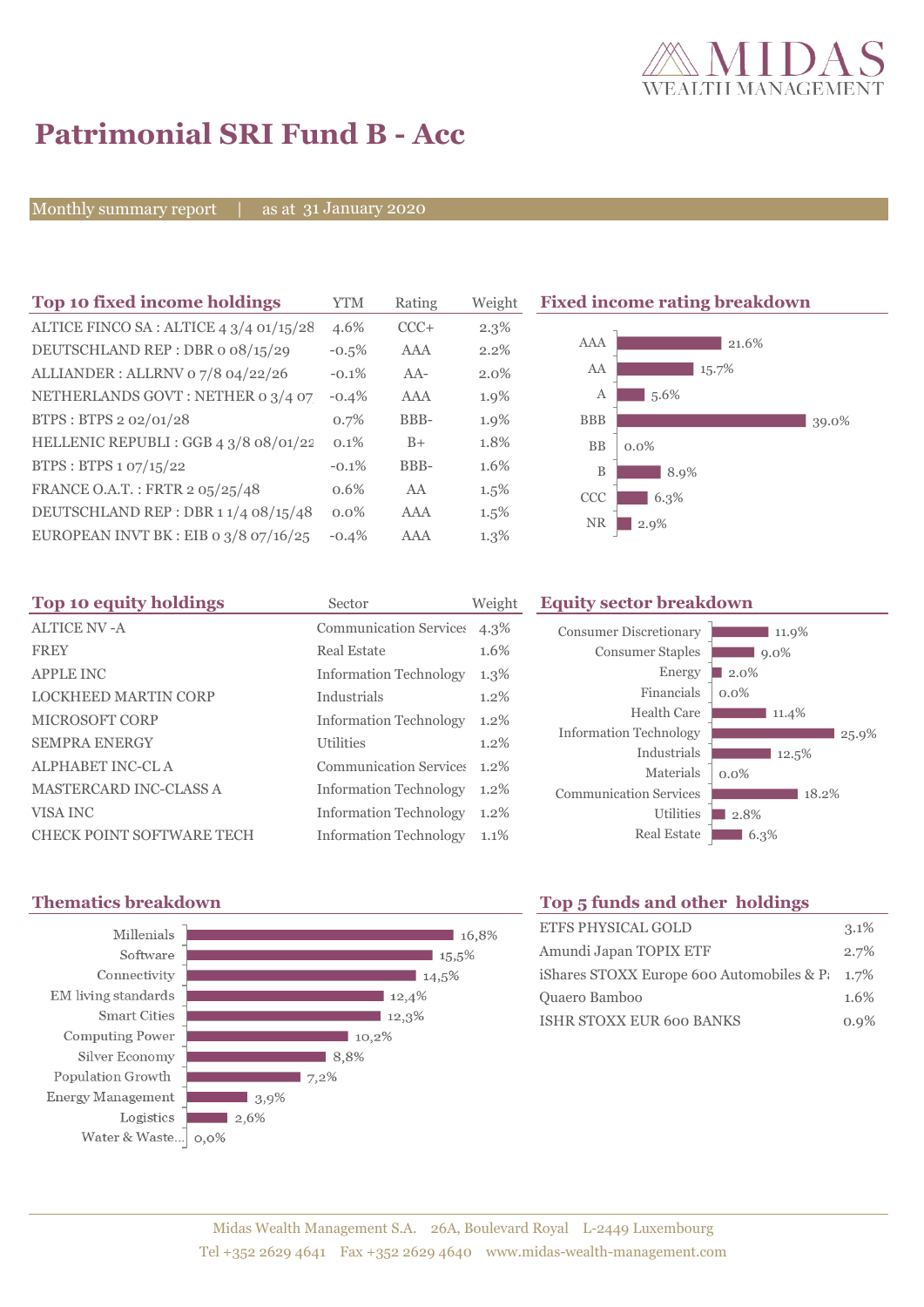# Patrimonial SRI Fund B - Acc

Monthly summary report | as at 31 January 2020

## Top 10 fixed income holdings

| Top 10 fixed income holdings | YTM | Rating | Weight |
|---|---|---|---|
| ALTICE FINCO SA : ALTICE 4 3/4 01/15/28 | 4.6% | CCC+ | 2.3% |
| DEUTSCHLAND REP : DBR 0 08/15/29 | -0.5% | AAA | 2.2% |
| ALLIANDER : ALLRNV 0 7/8 04/22/26 | -0.1% | AA- | 2.0% |
| NETHERLANDS GOVT : NETHER 0 3/4 07 | -0.4% | AAA | 1.9% |
| BTPS : BTPS 2 02/01/28 | 0.7% | BBB- | 1.9% |
| HELLENIC REPUBLI : GGB 4 3/8 08/01/22 | 0.1% | B+ | 1.8% |
| BTPS : BTPS 1 07/15/22 | -0.1% | BBB- | 1.6% |
| FRANCE O.A.T. : FRTR 2 05/25/48 | 0.6% | AA | 1.5% |
| DEUTSCHLAND REP : DBR 1 1/4 08/15/48 | 0.0% | AAA | 1.5% |
| EUROPEAN INVT BK : EIB 0 3/8 07/16/25 | -0.4% | AAA | 1.3% |

## Fixed income rating breakdown

| Rating | Weight |
|---|---|
| AAA | 21.6% |
| AA | 15.7% |
| A | 5.6% |
| BBB | 39.0% |
| BB | 0.0% |
| B | 8.9% |
| CCC | 6.3% |
| NR | 2.9% |

## Top 10 equity holdings

| Top 10 equity holdings | Sector | Weight |
|---|---|---|
| ALTICE NV -A | Communication Services | 4.3% |
| FREY | Real Estate | 1.6% |
| APPLE INC | Information Technology | 1.3% |
| LOCKHEED MARTIN CORP | Industrials | 1.2% |
| MICROSOFT CORP | Information Technology | 1.2% |
| SEMPRA ENERGY | Utilities | 1.2% |
| ALPHABET INC-CL A | Communication Services | 1.2% |
| MASTERCARD INC-CLASS A | Information Technology | 1.2% |
| VISA INC | Information Technology | 1.2% |
| CHECK POINT SOFTWARE TECH | Information Technology | 1.1% |

## Equity sector breakdown

| Sector | Weight |
|---|---|
| Consumer Discretionary | 11.9% |
| Consumer Staples | 9.0% |
| Energy | 2.0% |
| Financials | 0.0% |
| Health Care | 11.4% |
| Information Technology | 25.9% |
| Industrials | 12.5% |
| Materials | 0.0% |
| Communication Services | 18.2% |
| Utilities | 2.8% |
| Real Estate | 6.3% |

## Thematics breakdown

| Thematic | Weight |
|---|---|
| Millenials | 16,8% |
| Software | 15,5% |
| Connectivity | 14,5% |
| EM living standards | 12,4% |
| Smart Cities | 12,3% |
| Computing Power | 10,2% |
| Silver Economy | 8,8% |
| Population Growth | 7,2% |
| Energy Management | 3,9% |
| Logistics | 2,6% |
| Water & Waste... | 0,0% |

## Top 5 funds and other holdings

| Holding | Weight |
|---|---|
| ETFS PHYSICAL GOLD | 3.1% |
| Amundi Japan TOPIX ETF | 2.7% |
| iShares STOXX Europe 600 Automobiles & P | 1.7% |
| Quaero Bamboo | 1.6% |
| ISHR STOXX EUR 600 BANKS | 0.9% |

Midas Wealth Management S.A. 26A, Boulevard Royal L-2449 Luxembourg
Tel +352 2629 4641 Fax +352 2629 4640 www.midas-wealth-management.com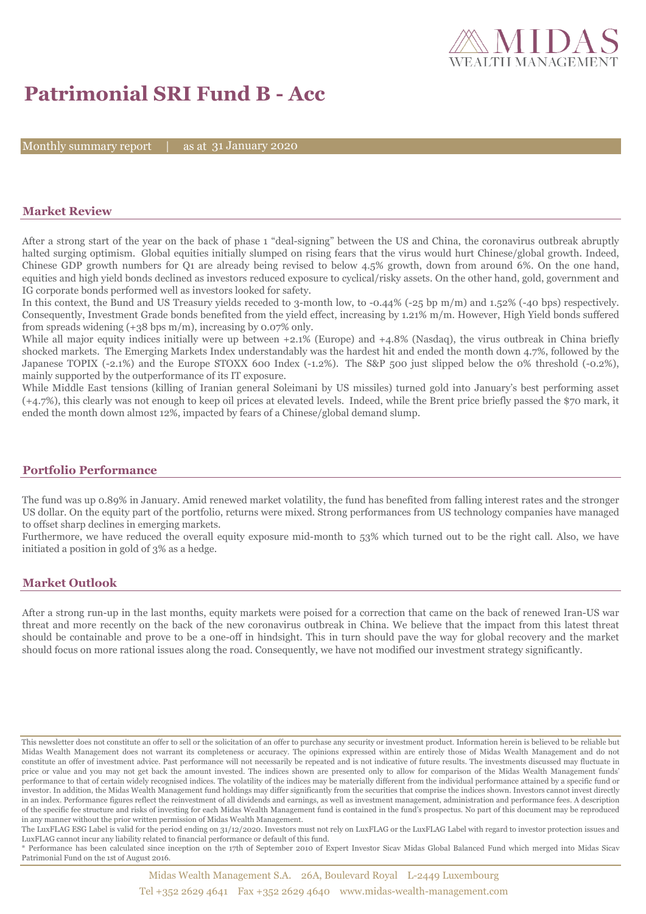# Patrimonial SRI Fund B - Acc

Monthly summary report | as at 31 January 2020

## Market Review

After a strong start of the year on the back of phase 1 "deal-signing" between the US and China, the coronavirus outbreak abruptly halted surging optimism. Global equities initially slumped on rising fears that the virus would hurt Chinese/global growth. Indeed, Chinese GDP growth numbers for Q1 are already being revised to below 4.5% growth, down from around 6%. On the one hand, equities and high yield bonds declined as investors reduced exposure to cyclical/risky assets. On the other hand, gold, government and IG corporate bonds performed well as investors looked for safety.

In this context, the Bund and US Treasury yields receded to 3-month low, to -0.44% (-25 bp m/m) and 1.52% (-40 bps) respectively. Consequently, Investment Grade bonds benefited from the yield effect, increasing by 1.21% m/m. However, High Yield bonds suffered from spreads widening (+38 bps m/m), increasing by 0.07% only.

While all major equity indices initially were up between +2.1% (Europe) and +4.8% (Nasdaq), the virus outbreak in China briefly shocked markets. The Emerging Markets Index understandably was the hardest hit and ended the month down 4.7%, followed by the Japanese TOPIX (-2.1%) and the Europe STOXX 600 Index (-1.2%). The S&P 500 just slipped below the 0% threshold (-0.2%), mainly supported by the outperformance of its IT exposure.

While Middle East tensions (killing of Iranian general Soleimani by US missiles) turned gold into January's best performing asset (+4.7%), this clearly was not enough to keep oil prices at elevated levels. Indeed, while the Brent price briefly passed the $70 mark, it ended the month down almost 12%, impacted by fears of a Chinese/global demand slump.

## Portfolio Performance

The fund was up 0.89% in January. Amid renewed market volatility, the fund has benefited from falling interest rates and the stronger US dollar. On the equity part of the portfolio, returns were mixed. Strong performances from US technology companies have managed to offset sharp declines in emerging markets.

Furthermore, we have reduced the overall equity exposure mid-month to 53% which turned out to be the right call. Also, we have initiated a position in gold of 3% as a hedge.

## Market Outlook

After a strong run-up in the last months, equity markets were poised for a correction that came on the back of renewed Iran-US war threat and more recently on the back of the new coronavirus outbreak in China. We believe that the impact from this latest threat should be containable and prove to be a one-off in hindsight. This in turn should pave the way for global recovery and the market should focus on more rational issues along the road. Consequently, we have not modified our investment strategy significantly.

This newsletter does not constitute an offer to sell or the solicitation of an offer to purchase any security or investment product. Information herein is believed to be reliable but Midas Wealth Management does not warrant its completeness or accuracy. The opinions expressed within are entirely those of Midas Wealth Management and do not constitute an offer of investment advice. Past performance will not necessarily be repeated and is not indicative of future results. The investments discussed may fluctuate in price or value and you may not get back the amount invested. The indices shown are presented only to allow for comparison of the Midas Wealth Management funds' performance to that of certain widely recognised indices. The volatility of the indices may be materially different from the individual performance attained by a specific fund or investor. In addition, the Midas Wealth Management fund holdings may differ significantly from the securities that comprise the indices shown. Investors cannot invest directly in an index. Performance figures reflect the reinvestment of all dividends and earnings, as well as investment management, administration and performance fees. A description of the specific fee structure and risks of investing for each Midas Wealth Management fund is contained in the fund's prospectus. No part of this document may be reproduced in any manner without the prior written permission of Midas Wealth Management.

The LuxFLAG ESG Label is valid for the period ending on 31/12/2020. Investors must not rely on LuxFLAG or the LuxFLAG Label with regard to investor protection issues and LuxFLAG cannot incur any liability related to financial performance or default of this fund.

* Performance has been calculated since inception on the 17th of September 2010 of Expert Investor Sicav Midas Global Balanced Fund which merged into Midas Sicav Patrimonial Fund on the 1st of August 2016.

Midas Wealth Management S.A. 26A, Boulevard Royal L-2449 Luxembourg

Tel +352 2629 4641 Fax +352 2629 4640 www.midas-wealth-management.com